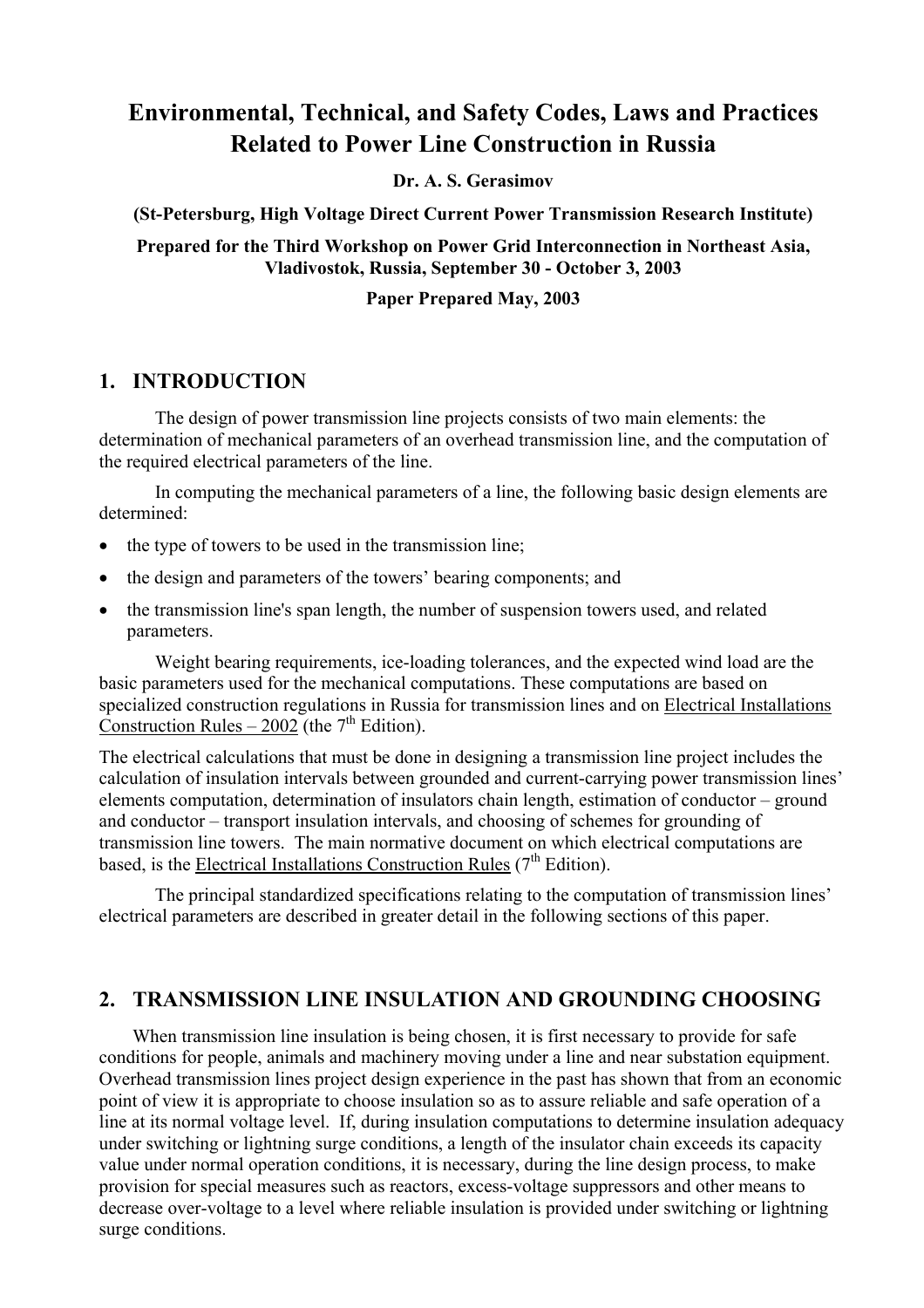# Environmental, Technical, and Safety Codes, Laws and Practices Related to Power Line Construction in Russia

**Dr. A. S. Gerasimov**

**(St-Petersburg, High Voltage Direct Current Power Transmission Research Institute)**

**Prepared for the Third Workshop on Power Grid Interconnection in Northeast Asia, Vladivostok, Russia, September 30 - October 3, 2003**

**Paper Prepared May, 2003**

## 1. INTRODUCTION

The design of power transmission line projects consists of two main elements: the determination of mechanical parameters of an overhead transmission line, and the computation of the required electrical parameters of the line.

In computing the mechanical parameters of a line, the following basic design elements are determined:

- the type of towers to be used in the transmission line;
- the design and parameters of the towers' bearing components; and
- the transmission line's span length, the number of suspension towers used, and related parameters.

Weight bearing requirements, ice-loading tolerances, and the expected wind load are the basic parameters used for the mechanical computations. These computations are based on specialized construction regulations in Russia for transmission lines and on Electrical Installations Construction Rules – 2002 (the 7th Edition).

The electrical calculations that must be done in designing a transmission line project includes the calculation of insulation intervals between grounded and current-carrying power transmission lines' elements computation, determination of insulators chain length, estimation of conductor – ground and conductor – transport insulation intervals, and choosing of schemes for grounding of transmission line towers. The main normative document on which electrical computations are based, is the Electrical Installations Construction Rules (7th Edition).

The principal standardized specifications relating to the computation of transmission lines' electrical parameters are described in greater detail in the following sections of this paper.

## 2. TRANSMISSION LINE INSULATION AND GROUNDING CHOOSING

When transmission line insulation is being chosen, it is first necessary to provide for safe conditions for people, animals and machinery moving under a line and near substation equipment. Overhead transmission lines project design experience in the past has shown that from an economic point of view it is appropriate to choose insulation so as to assure reliable and safe operation of a line at its normal voltage level. If, during insulation computations to determine insulation adequacy under switching or lightning surge conditions, a length of the insulator chain exceeds its capacity value under normal operation conditions, it is necessary, during the line design process, to make provision for special measures such as reactors, excess-voltage suppressors and other means to decrease over-voltage to a level where reliable insulation is provided under switching or lightning surge conditions.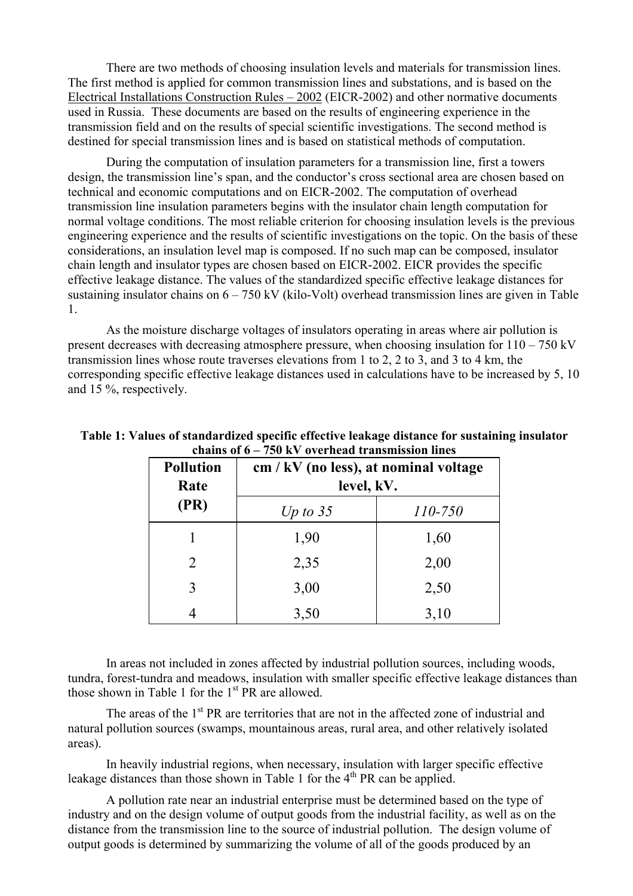There are two methods of choosing insulation levels and materials for transmission lines. The first method is applied for common transmission lines and substations, and is based on the Electrical Installations Construction Rules – 2002 (EICR-2002) and other normative documents used in Russia. These documents are based on the results of engineering experience in the transmission field and on the results of special scientific investigations. The second method is destined for special transmission lines and is based on statistical methods of computation.

During the computation of insulation parameters for a transmission line, first a towers design, the transmission line's span, and the conductor's cross sectional area are chosen based on technical and economic computations and on EICR-2002. The computation of overhead transmission line insulation parameters begins with the insulator chain length computation for normal voltage conditions. The most reliable criterion for choosing insulation levels is the previous engineering experience and the results of scientific investigations on the topic. On the basis of these considerations, an insulation level map is composed. If no such map can be composed, insulator chain length and insulator types are chosen based on EICR-2002. EICR provides the specific effective leakage distance. The values of the standardized specific effective leakage distances for sustaining insulator chains on 6 – 750 kV (kilo-Volt) overhead transmission lines are given in Table 1.

As the moisture discharge voltages of insulators operating in areas where air pollution is present decreases with decreasing atmosphere pressure, when choosing insulation for 110 – 750 kV transmission lines whose route traverses elevations from 1 to 2, 2 to 3, and 3 to 4 km, the corresponding specific effective leakage distances used in calculations have to be increased by 5, 10 and 15 %, respectively.

**Table 1: Values of standardized specific effective leakage distance for sustaining insulator chains of 6 – 750 kV overhead transmission lines**

| Pollution Rate (PR) | cm / kV (no less), at nominal voltage level, kV. | |
|---|---|---|
| | *Up to 35* | *110-750* |
| 1 | 1,90 | 1,60 |
| 2 | 2,35 | 2,00 |
| 3 | 3,00 | 2,50 |
| 4 | 3,50 | 3,10 |

In areas not included in zones affected by industrial pollution sources, including woods, tundra, forest-tundra and meadows, insulation with smaller specific effective leakage distances than those shown in Table 1 for the 1st PR are allowed.

The areas of the 1st PR are territories that are not in the affected zone of industrial and natural pollution sources (swamps, mountainous areas, rural area, and other relatively isolated areas).

In heavily industrial regions, when necessary, insulation with larger specific effective leakage distances than those shown in Table 1 for the 4th PR can be applied.

A pollution rate near an industrial enterprise must be determined based on the type of industry and on the design volume of output goods from the industrial facility, as well as on the distance from the transmission line to the source of industrial pollution. The design volume of output goods is determined by summarizing the volume of all of the goods produced by an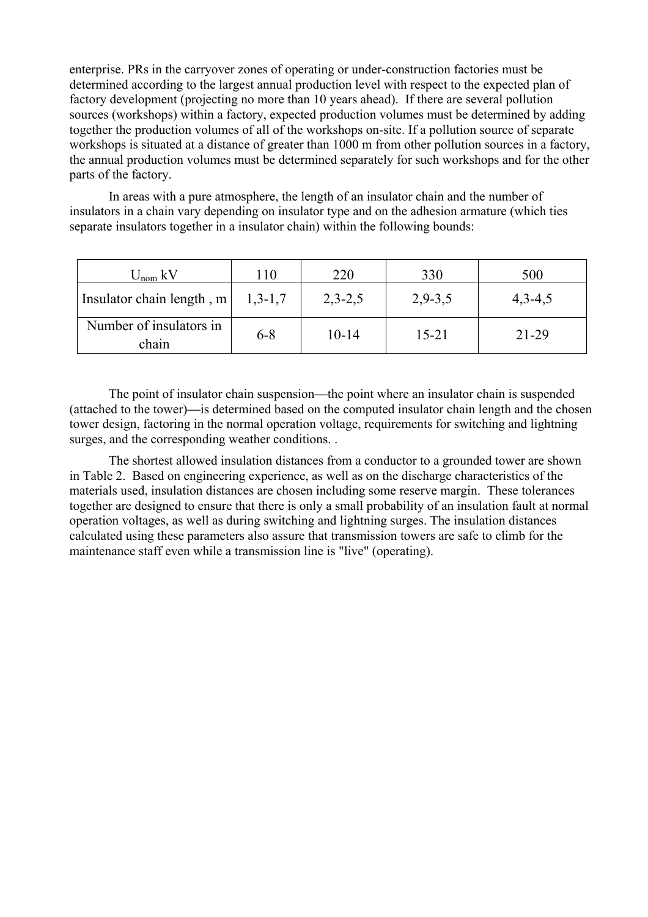enterprise. PRs in the carryover zones of operating or under-construction factories must be determined according to the largest annual production level with respect to the expected plan of factory development (projecting no more than 10 years ahead). If there are several pollution sources (workshops) within a factory, expected production volumes must be determined by adding together the production volumes of all of the workshops on-site. If a pollution source of separate workshops is situated at a distance of greater than 1000 m from other pollution sources in a factory, the annual production volumes must be determined separately for such workshops and for the other parts of the factory.

In areas with a pure atmosphere, the length of an insulator chain and the number of insulators in a chain vary depending on insulator type and on the adhesion armature (which ties separate insulators together in a insulator chain) within the following bounds:

| $U_{nom}$ kV | 110 | 220 | 330 | 500 |
|---|---|---|---|---|
| Insulator chain length , m | 1,3-1,7 | 2,3-2,5 | 2,9-3,5 | 4,3-4,5 |
| Number of insulators in chain | 6-8 | 10-14 | 15-21 | 21-29 |

The point of insulator chain suspension—the point where an insulator chain is suspended (attached to the tower)—is determined based on the computed insulator chain length and the chosen tower design, factoring in the normal operation voltage, requirements for switching and lightning surges, and the corresponding weather conditions. .

The shortest allowed insulation distances from a conductor to a grounded tower are shown in Table 2. Based on engineering experience, as well as on the discharge characteristics of the materials used, insulation distances are chosen including some reserve margin. These tolerances together are designed to ensure that there is only a small probability of an insulation fault at normal operation voltages, as well as during switching and lightning surges. The insulation distances calculated using these parameters also assure that transmission towers are safe to climb for the maintenance staff even while a transmission line is "live" (operating).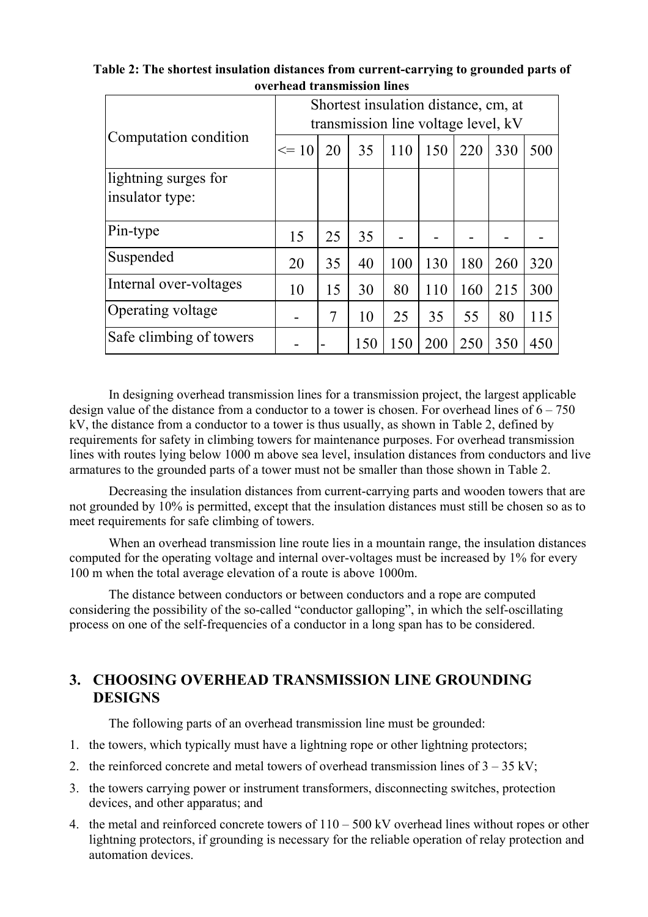**Table 2: The shortest insulation distances from current-carrying to grounded parts of overhead transmission lines**

| Computation condition | Shortest insulation distance, cm, at transmission line voltage level, kV | | | | | | | |
|---|---|---|---|---|---|---|---|---|
| | <= 10 | 20 | 35 | 110 | 150 | 220 | 330 | 500 |
| lightning surges for insulator type: | | | | | | | | |
| Pin-type | 15 | 25 | 35 | - | - | - | - | - |
| Suspended | 20 | 35 | 40 | 100 | 130 | 180 | 260 | 320 |
| Internal over-voltages | 10 | 15 | 30 | 80 | 110 | 160 | 215 | 300 |
| Operating voltage | - | 7 | 10 | 25 | 35 | 55 | 80 | 115 |
| Safe climbing of towers | - | - | 150 | 150 | 200 | 250 | 350 | 450 |

In designing overhead transmission lines for a transmission project, the largest applicable design value of the distance from a conductor to a tower is chosen. For overhead lines of 6 – 750 kV, the distance from a conductor to a tower is thus usually, as shown in Table 2, defined by requirements for safety in climbing towers for maintenance purposes. For overhead transmission lines with routes lying below 1000 m above sea level, insulation distances from conductors and live armatures to the grounded parts of a tower must not be smaller than those shown in Table 2.

Decreasing the insulation distances from current-carrying parts and wooden towers that are not grounded by 10% is permitted, except that the insulation distances must still be chosen so as to meet requirements for safe climbing of towers.

When an overhead transmission line route lies in a mountain range, the insulation distances computed for the operating voltage and internal over-voltages must be increased by 1% for every 100 m when the total average elevation of a route is above 1000m.

The distance between conductors or between conductors and a rope are computed considering the possibility of the so-called "conductor galloping", in which the self-oscillating process on one of the self-frequencies of a conductor in a long span has to be considered.

## 3. CHOOSING OVERHEAD TRANSMISSION LINE GROUNDING DESIGNS

The following parts of an overhead transmission line must be grounded:

1. the towers, which typically must have a lightning rope or other lightning protectors;
2. the reinforced concrete and metal towers of overhead transmission lines of 3 – 35 kV;
3. the towers carrying power or instrument transformers, disconnecting switches, protection devices, and other apparatus; and
4. the metal and reinforced concrete towers of 110 – 500 kV overhead lines without ropes or other lightning protectors, if grounding is necessary for the reliable operation of relay protection and automation devices.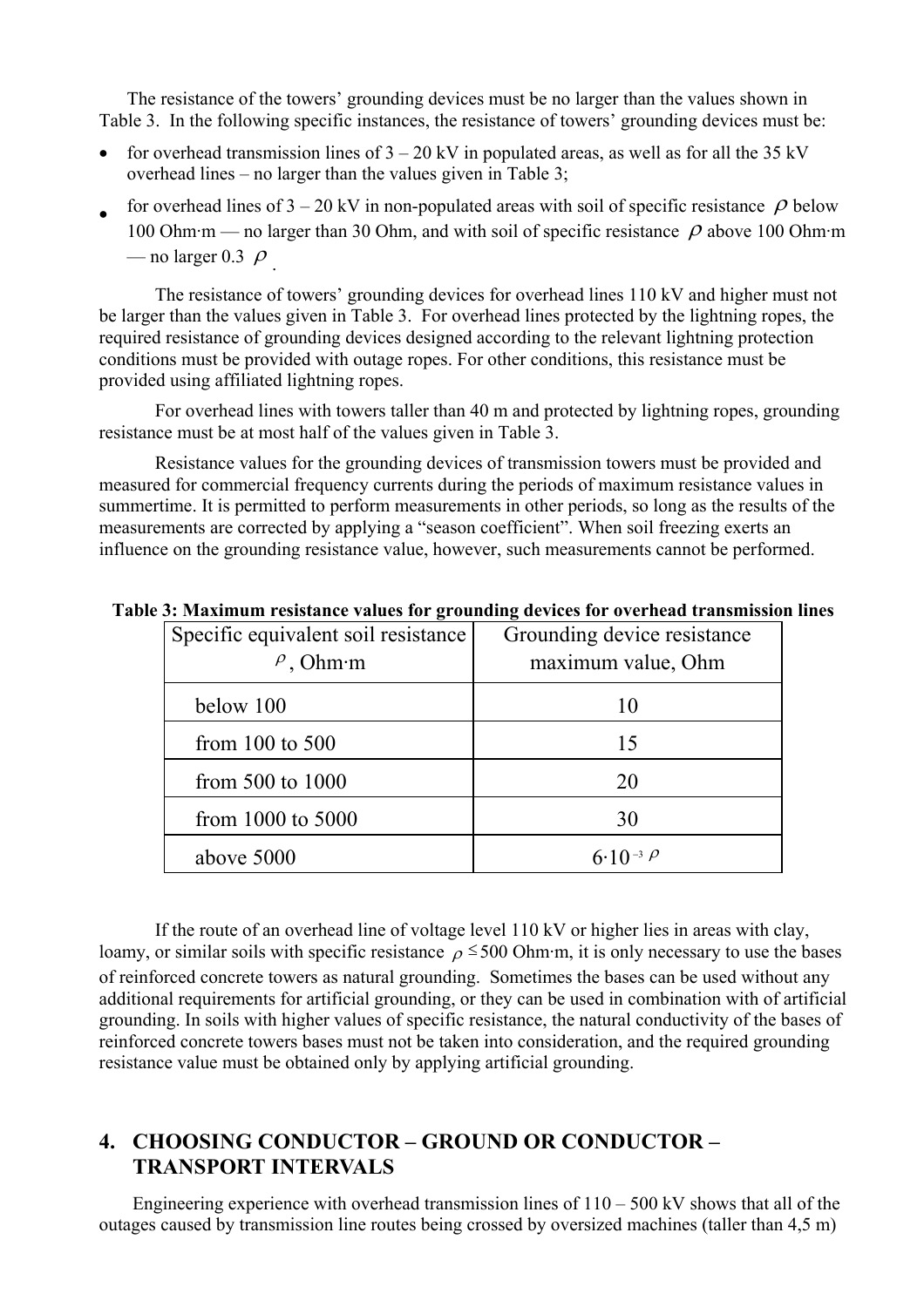The resistance of the towers' grounding devices must be no larger than the values shown in Table 3. In the following specific instances, the resistance of towers' grounding devices must be:

- for overhead transmission lines of 3 – 20 kV in populated areas, as well as for all the 35 kV overhead lines – no larger than the values given in Table 3;
- for overhead lines of 3 – 20 kV in non-populated areas with soil of specific resistance $\rho$ below 100 Ohm·m — no larger than 30 Ohm, and with soil of specific resistance $\rho$ above 100 Ohm·m — no larger 0.3 $\rho$.

The resistance of towers' grounding devices for overhead lines 110 kV and higher must not be larger than the values given in Table 3. For overhead lines protected by the lightning ropes, the required resistance of grounding devices designed according to the relevant lightning protection conditions must be provided with outage ropes. For other conditions, this resistance must be provided using affiliated lightning ropes.

For overhead lines with towers taller than 40 m and protected by lightning ropes, grounding resistance must be at most half of the values given in Table 3.

Resistance values for the grounding devices of transmission towers must be provided and measured for commercial frequency currents during the periods of maximum resistance values in summertime. It is permitted to perform measurements in other periods, so long as the results of the measurements are corrected by applying a "season coefficient". When soil freezing exerts an influence on the grounding resistance value, however, such measurements cannot be performed.

**Table 3: Maximum resistance values for grounding devices for overhead transmission lines**

| Specific equivalent soil resistance $\rho$, Ohm·m | Grounding device resistance maximum value, Ohm |
|---|---|
| below 100 | 10 |
| from 100 to 500 | 15 |
| from 500 to 1000 | 20 |
| from 1000 to 5000 | 30 |
| above 5000 | $6 \cdot 10^{-3} \rho$ |

If the route of an overhead line of voltage level 110 kV or higher lies in areas with clay, loamy, or similar soils with specific resistance $\rho \leq 500$ Ohm·m, it is only necessary to use the bases of reinforced concrete towers as natural grounding. Sometimes the bases can be used without any additional requirements for artificial grounding, or they can be used in combination with of artificial grounding. In soils with higher values of specific resistance, the natural conductivity of the bases of reinforced concrete towers bases must not be taken into consideration, and the required grounding resistance value must be obtained only by applying artificial grounding.

## 4. CHOOSING CONDUCTOR – GROUND OR CONDUCTOR – TRANSPORT INTERVALS

Engineering experience with overhead transmission lines of 110 – 500 kV shows that all of the outages caused by transmission line routes being crossed by oversized machines (taller than 4,5 m)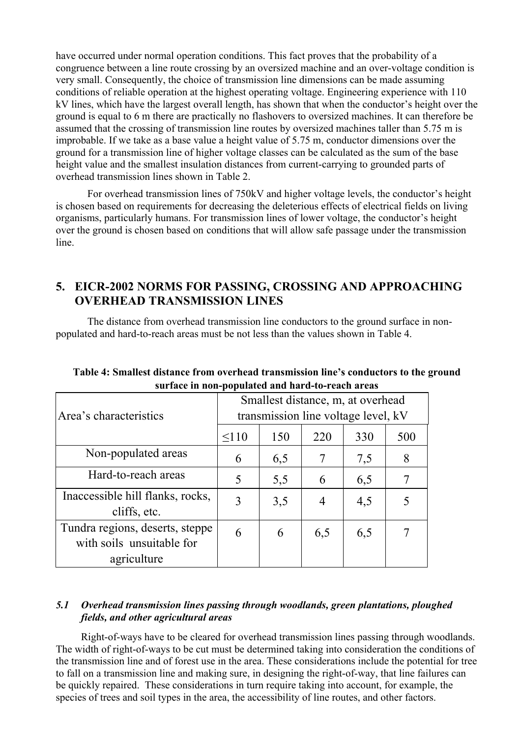have occurred under normal operation conditions. This fact proves that the probability of a congruence between a line route crossing by an oversized machine and an over-voltage condition is very small. Consequently, the choice of transmission line dimensions can be made assuming conditions of reliable operation at the highest operating voltage. Engineering experience with 110 kV lines, which have the largest overall length, has shown that when the conductor's height over the ground is equal to 6 m there are practically no flashovers to oversized machines. It can therefore be assumed that the crossing of transmission line routes by oversized machines taller than 5.75 m is improbable. If we take as a base value a height value of 5.75 m, conductor dimensions over the ground for a transmission line of higher voltage classes can be calculated as the sum of the base height value and the smallest insulation distances from current-carrying to grounded parts of overhead transmission lines shown in Table 2.

For overhead transmission lines of 750kV and higher voltage levels, the conductor's height is chosen based on requirements for decreasing the deleterious effects of electrical fields on living organisms, particularly humans. For transmission lines of lower voltage, the conductor's height over the ground is chosen based on conditions that will allow safe passage under the transmission line.

## 5. EICR-2002 NORMS FOR PASSING, CROSSING AND APPROACHING OVERHEAD TRANSMISSION LINES

The distance from overhead transmission line conductors to the ground surface in non-populated and hard-to-reach areas must be not less than the values shown in Table 4.

**Table 4: Smallest distance from overhead transmission line's conductors to the ground surface in non-populated and hard-to-reach areas**

| Area's characteristics | Smallest distance, m, at overhead transmission line voltage level, kV | | | | |
|---|---|---|---|---|---|
| | ≤110 | 150 | 220 | 330 | 500 |
| Non-populated areas | 6 | 6,5 | 7 | 7,5 | 8 |
| Hard-to-reach areas | 5 | 5,5 | 6 | 6,5 | 7 |
| Inaccessible hill flanks, rocks, cliffs, etc. | 3 | 3,5 | 4 | 4,5 | 5 |
| Tundra regions, deserts, steppe with soils unsuitable for agriculture | 6 | 6 | 6,5 | 6,5 | 7 |

### *5.1 Overhead transmission lines passing through woodlands, green plantations, ploughed fields, and other agricultural areas*

Right-of-ways have to be cleared for overhead transmission lines passing through woodlands. The width of right-of-ways to be cut must be determined taking into consideration the conditions of the transmission line and of forest use in the area. These considerations include the potential for tree to fall on a transmission line and making sure, in designing the right-of-way, that line failures can be quickly repaired. These considerations in turn require taking into account, for example, the species of trees and soil types in the area, the accessibility of line routes, and other factors.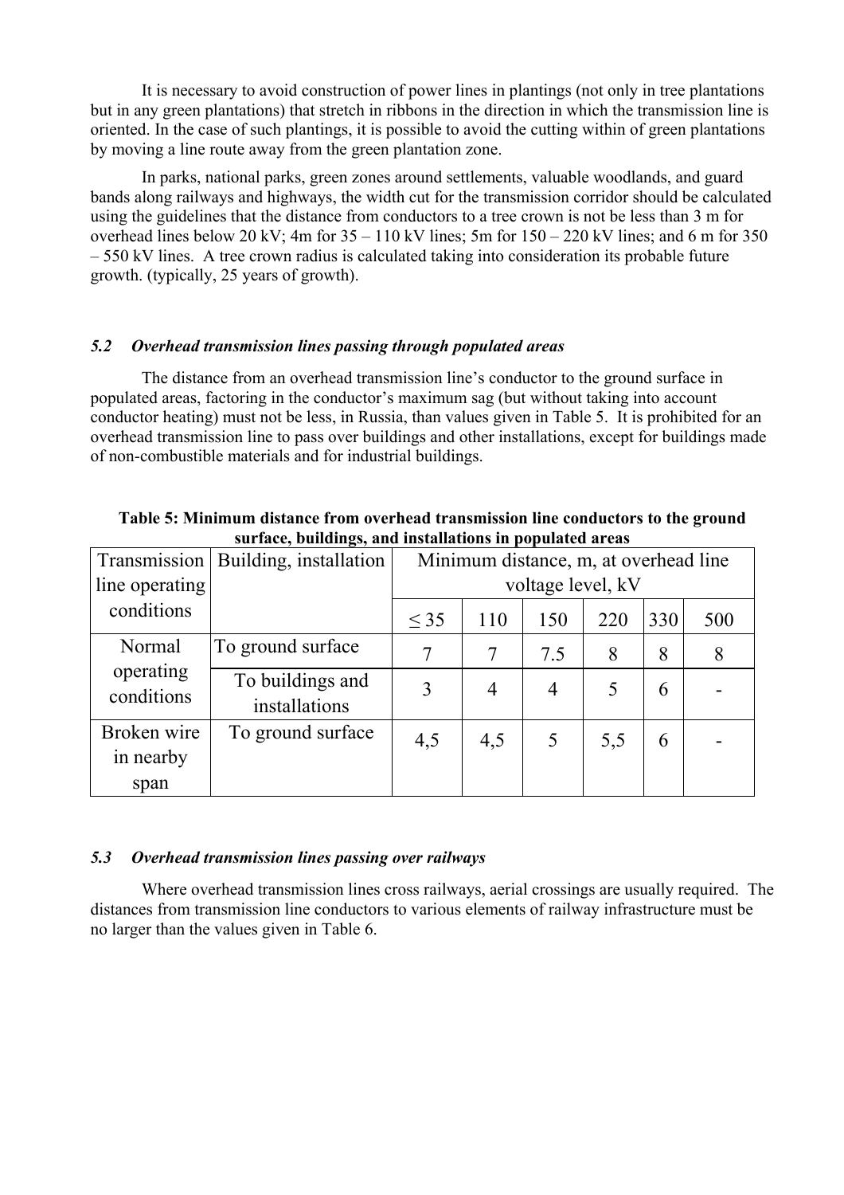It is necessary to avoid construction of power lines in plantings (not only in tree plantations but in any green plantations) that stretch in ribbons in the direction in which the transmission line is oriented. In the case of such plantings, it is possible to avoid the cutting within of green plantations by moving a line route away from the green plantation zone.

In parks, national parks, green zones around settlements, valuable woodlands, and guard bands along railways and highways, the width cut for the transmission corridor should be calculated using the guidelines that the distance from conductors to a tree crown is not be less than 3 m for overhead lines below 20 kV; 4m for 35 – 110 kV lines; 5m for 150 – 220 kV lines; and 6 m for 350 – 550 kV lines. A tree crown radius is calculated taking into consideration its probable future growth. (typically, 25 years of growth).

### *5.2 Overhead transmission lines passing through populated areas*

The distance from an overhead transmission line's conductor to the ground surface in populated areas, factoring in the conductor's maximum sag (but without taking into account conductor heating) must not be less, in Russia, than values given in Table 5. It is prohibited for an overhead transmission line to pass over buildings and other installations, except for buildings made of non-combustible materials and for industrial buildings.

**Table 5: Minimum distance from overhead transmission line conductors to the ground surface, buildings, and installations in populated areas**

| Transmission line operating conditions | Building, installation | Minimum distance, m, at overhead line voltage level, kV | | | | | |
|---|---|---|---|---|---|---|---|
| | | ≤ 35 | 110 | 150 | 220 | 330 | 500 |
| Normal operating conditions | To ground surface | 7 | 7 | 7.5 | 8 | 8 | 8 |
| | To buildings and installations | 3 | 4 | 4 | 5 | 6 | - |
| Broken wire in nearby span | To ground surface | 4,5 | 4,5 | 5 | 5,5 | 6 | - |

### *5.3 Overhead transmission lines passing over railways*

Where overhead transmission lines cross railways, aerial crossings are usually required. The distances from transmission line conductors to various elements of railway infrastructure must be no larger than the values given in Table 6.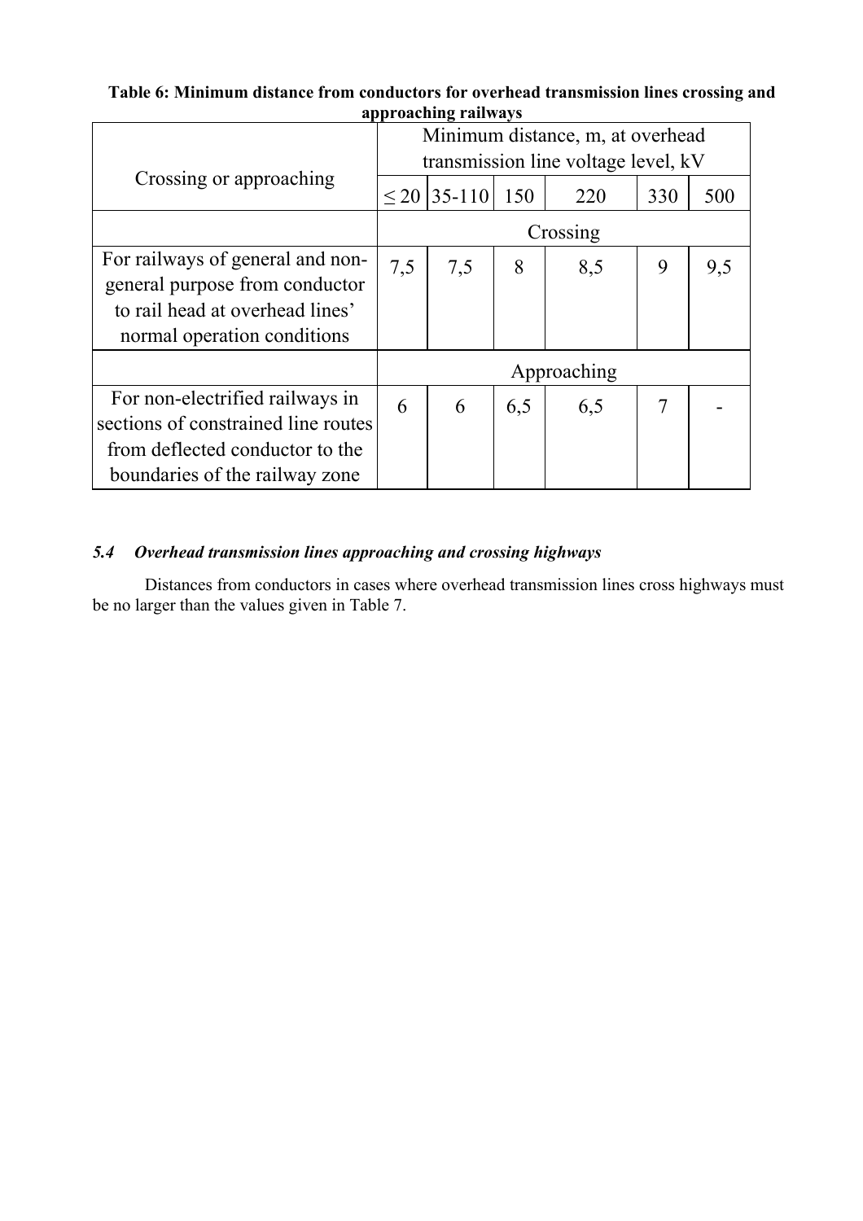**Table 6: Minimum distance from conductors for overhead transmission lines crossing and approaching railways**

| Crossing or approaching | Minimum distance, m, at overhead transmission line voltage level, kV | | | | | |
|---|---|---|---|---|---|---|
| | ≤ 20 | 35-110 | 150 | 220 | 330 | 500 |
| | Crossing | | | | | |
| For railways of general and non-general purpose from conductor to rail head at overhead lines' normal operation conditions | 7,5 | 7,5 | 8 | 8,5 | 9 | 9,5 |
| | Approaching | | | | | |
| For non-electrified railways in sections of constrained line routes from deflected conductor to the boundaries of the railway zone | 6 | 6 | 6,5 | 6,5 | 7 | - |

### *5.4 Overhead transmission lines approaching and crossing highways*

Distances from conductors in cases where overhead transmission lines cross highways must be no larger than the values given in Table 7.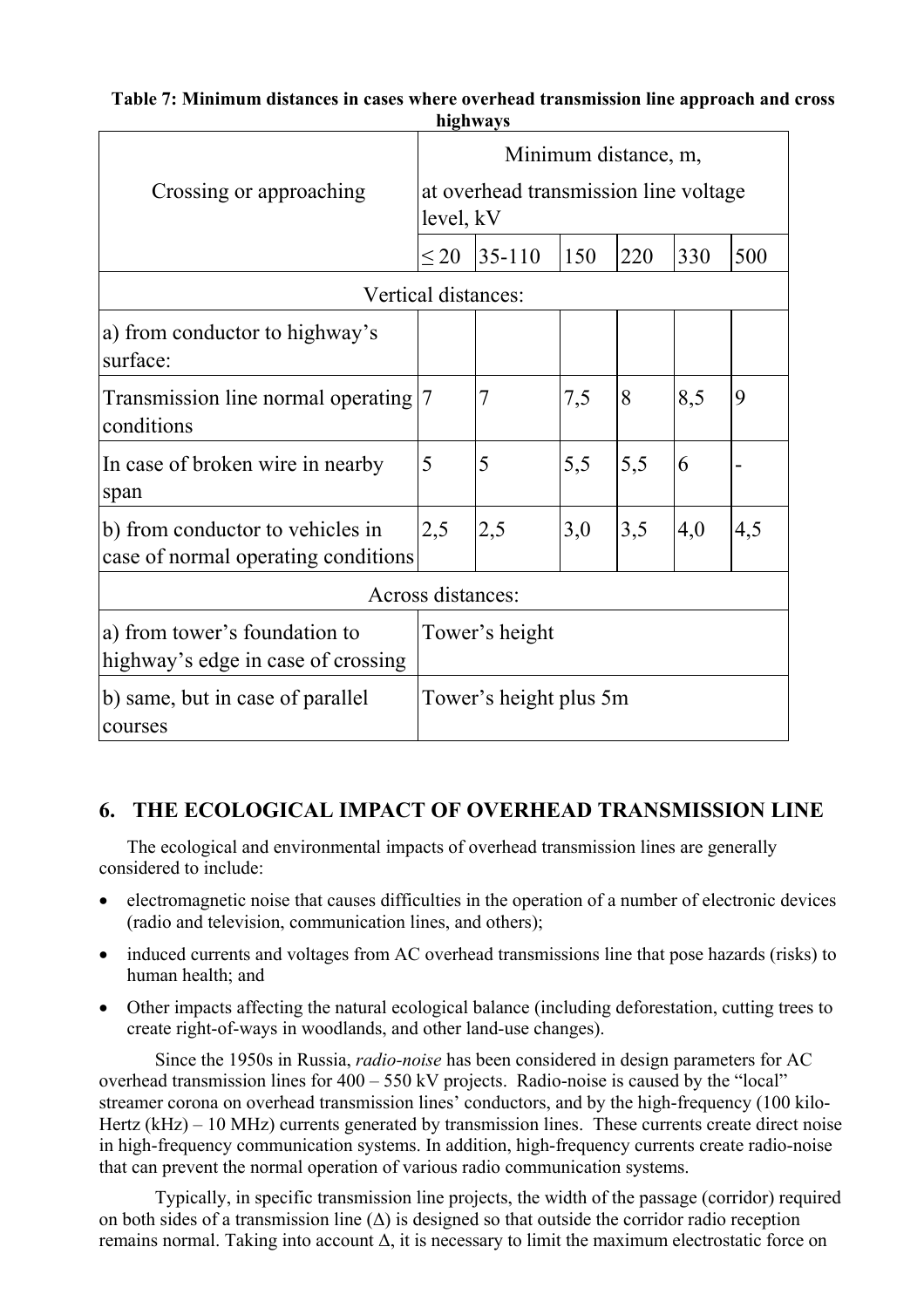**Table 7: Minimum distances in cases where overhead transmission line approach and cross highways**

| Crossing or approaching | Minimum distance, m, at overhead transmission line voltage level, kV | | | | | |
|---|---|---|---|---|---|---|
| | ≤ 20 | 35-110 | 150 | 220 | 330 | 500 |
| Vertical distances: | | | | | | |
| a) from conductor to highway's surface: | | | | | | |
| Transmission line normal operating conditions | 7 | 7 | 7,5 | 8 | 8,5 | 9 |
| In case of broken wire in nearby span | 5 | 5 | 5,5 | 5,5 | 6 | - |
| b) from conductor to vehicles in case of normal operating conditions | 2,5 | 2,5 | 3,0 | 3,5 | 4,0 | 4,5 |
| Across distances: | | | | | | |
| a) from tower's foundation to highway's edge in case of crossing | Tower's height | | | | | |
| b) same, but in case of parallel courses | Tower's height plus 5m | | | | | |

## 6. THE ECOLOGICAL IMPACT OF OVERHEAD TRANSMISSION LINE

The ecological and environmental impacts of overhead transmission lines are generally considered to include:

- electromagnetic noise that causes difficulties in the operation of a number of electronic devices (radio and television, communication lines, and others);
- induced currents and voltages from AC overhead transmissions line that pose hazards (risks) to human health; and
- Other impacts affecting the natural ecological balance (including deforestation, cutting trees to create right-of-ways in woodlands, and other land-use changes).

Since the 1950s in Russia, *radio-noise* has been considered in design parameters for AC overhead transmission lines for 400 – 550 kV projects. Radio-noise is caused by the "local" streamer corona on overhead transmission lines' conductors, and by the high-frequency (100 kilo-Hertz (kHz) – 10 MHz) currents generated by transmission lines. These currents create direct noise in high-frequency communication systems. In addition, high-frequency currents create radio-noise that can prevent the normal operation of various radio communication systems.

Typically, in specific transmission line projects, the width of the passage (corridor) required on both sides of a transmission line ($\Delta$) is designed so that outside the corridor radio reception remains normal. Taking into account $\Delta$, it is necessary to limit the maximum electrostatic force on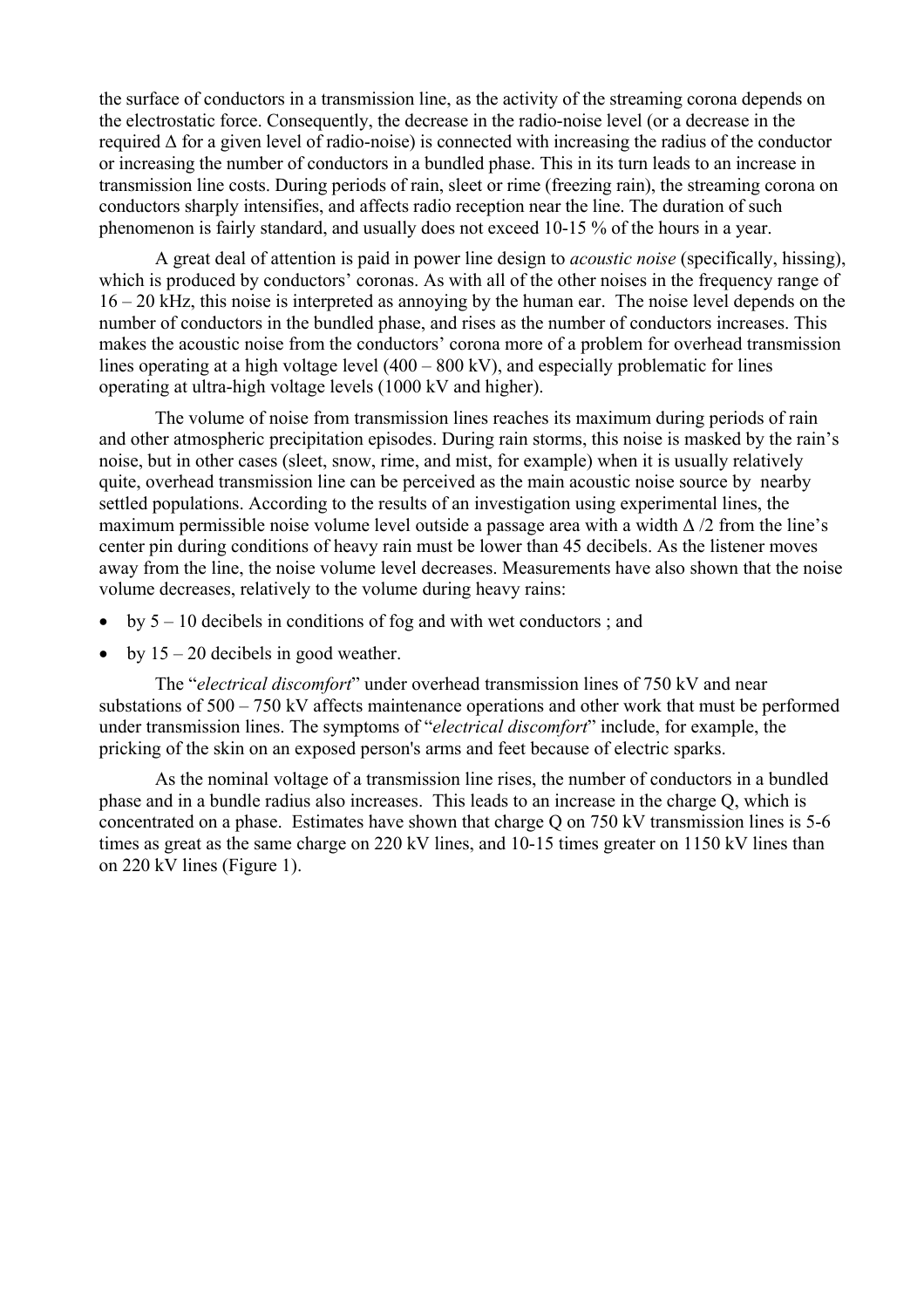the surface of conductors in a transmission line, as the activity of the streaming corona depends on the electrostatic force. Consequently, the decrease in the radio-noise level (or a decrease in the required $\Delta$ for a given level of radio-noise) is connected with increasing the radius of the conductor or increasing the number of conductors in a bundled phase. This in its turn leads to an increase in transmission line costs. During periods of rain, sleet or rime (freezing rain), the streaming corona on conductors sharply intensifies, and affects radio reception near the line. The duration of such phenomenon is fairly standard, and usually does not exceed 10-15 % of the hours in a year.

A great deal of attention is paid in power line design to *acoustic noise* (specifically, hissing), which is produced by conductors' coronas. As with all of the other noises in the frequency range of 16 – 20 kHz, this noise is interpreted as annoying by the human ear. The noise level depends on the number of conductors in the bundled phase, and rises as the number of conductors increases. This makes the acoustic noise from the conductors' corona more of a problem for overhead transmission lines operating at a high voltage level (400 – 800 kV), and especially problematic for lines operating at ultra-high voltage levels (1000 kV and higher).

The volume of noise from transmission lines reaches its maximum during periods of rain and other atmospheric precipitation episodes. During rain storms, this noise is masked by the rain's noise, but in other cases (sleet, snow, rime, and mist, for example) when it is usually relatively quite, overhead transmission line can be perceived as the main acoustic noise source by nearby settled populations. According to the results of an investigation using experimental lines, the maximum permissible noise volume level outside a passage area with a width $\Delta$ /2 from the line's center pin during conditions of heavy rain must be lower than 45 decibels. As the listener moves away from the line, the noise volume level decreases. Measurements have also shown that the noise volume decreases, relatively to the volume during heavy rains:

- by 5 – 10 decibels in conditions of fog and with wet conductors ; and
- by 15 – 20 decibels in good weather.

The "*electrical discomfort*" under overhead transmission lines of 750 kV and near substations of 500 – 750 kV affects maintenance operations and other work that must be performed under transmission lines. The symptoms of "*electrical discomfort*" include, for example, the pricking of the skin on an exposed person's arms and feet because of electric sparks.

As the nominal voltage of a transmission line rises, the number of conductors in a bundled phase and in a bundle radius also increases. This leads to an increase in the charge Q, which is concentrated on a phase. Estimates have shown that charge Q on 750 kV transmission lines is 5-6 times as great as the same charge on 220 kV lines, and 10-15 times greater on 1150 kV lines than on 220 kV lines (Figure 1).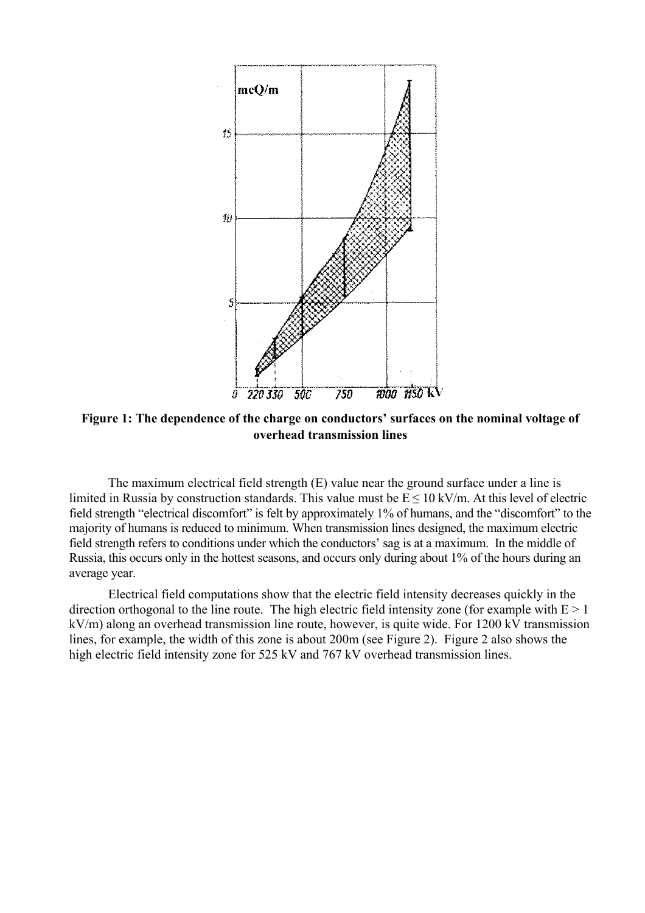**Figure 1: The dependence of the charge on conductors' surfaces on the nominal voltage of overhead transmission lines**

The maximum electrical field strength (E) value near the ground surface under a line is limited in Russia by construction standards. This value must be $E \leq 10$ kV/m. At this level of electric field strength "electrical discomfort" is felt by approximately 1% of humans, and the "discomfort" to the majority of humans is reduced to minimum. When transmission lines designed, the maximum electric field strength refers to conditions under which the conductors' sag is at a maximum. In the middle of Russia, this occurs only in the hottest seasons, and occurs only during about 1% of the hours during an average year.

Electrical field computations show that the electric field intensity decreases quickly in the direction orthogonal to the line route. The high electric field intensity zone (for example with $E > 1$ kV/m) along an overhead transmission line route, however, is quite wide. For 1200 kV transmission lines, for example, the width of this zone is about 200m (see Figure 2). Figure 2 also shows the high electric field intensity zone for 525 kV and 767 kV overhead transmission lines.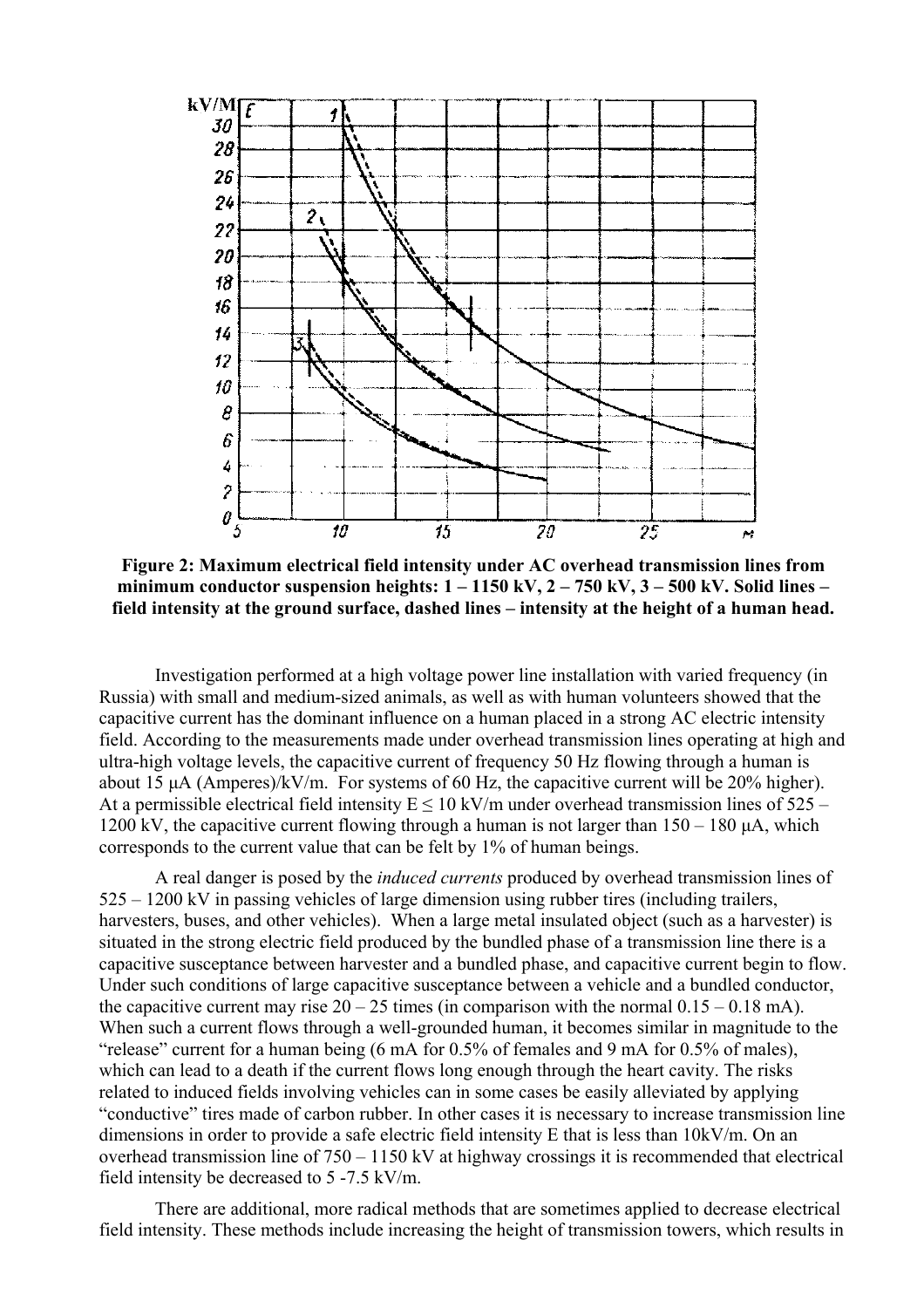**Figure 2: Maximum electrical field intensity under AC overhead transmission lines from minimum conductor suspension heights: 1 – 1150 kV, 2 – 750 kV, 3 – 500 kV. Solid lines – field intensity at the ground surface, dashed lines – intensity at the height of a human head.**

Investigation performed at a high voltage power line installation with varied frequency (in Russia) with small and medium-sized animals, as well as with human volunteers showed that the capacitive current has the dominant influence on a human placed in a strong AC electric intensity field. According to the measurements made under overhead transmission lines operating at high and ultra-high voltage levels, the capacitive current of frequency 50 Hz flowing through a human is about 15 μA (Amperes)/kV/m. For systems of 60 Hz, the capacitive current will be 20% higher). At a permissible electrical field intensity $E \leq 10$ kV/m under overhead transmission lines of 525 – 1200 kV, the capacitive current flowing through a human is not larger than 150 – 180 μA, which corresponds to the current value that can be felt by 1% of human beings.

A real danger is posed by the *induced currents* produced by overhead transmission lines of 525 – 1200 kV in passing vehicles of large dimension using rubber tires (including trailers, harvesters, buses, and other vehicles). When a large metal insulated object (such as a harvester) is situated in the strong electric field produced by the bundled phase of a transmission line there is a capacitive susceptance between harvester and a bundled phase, and capacitive current begin to flow. Under such conditions of large capacitive susceptance between a vehicle and a bundled conductor, the capacitive current may rise 20 – 25 times (in comparison with the normal 0.15 – 0.18 mA). When such a current flows through a well-grounded human, it becomes similar in magnitude to the "release" current for a human being (6 mA for 0.5% of females and 9 mA for 0.5% of males), which can lead to a death if the current flows long enough through the heart cavity. The risks related to induced fields involving vehicles can in some cases be easily alleviated by applying "conductive" tires made of carbon rubber. In other cases it is necessary to increase transmission line dimensions in order to provide a safe electric field intensity E that is less than 10kV/m. On an overhead transmission line of 750 – 1150 kV at highway crossings it is recommended that electrical field intensity be decreased to 5 -7.5 kV/m.

There are additional, more radical methods that are sometimes applied to decrease electrical field intensity. These methods include increasing the height of transmission towers, which results in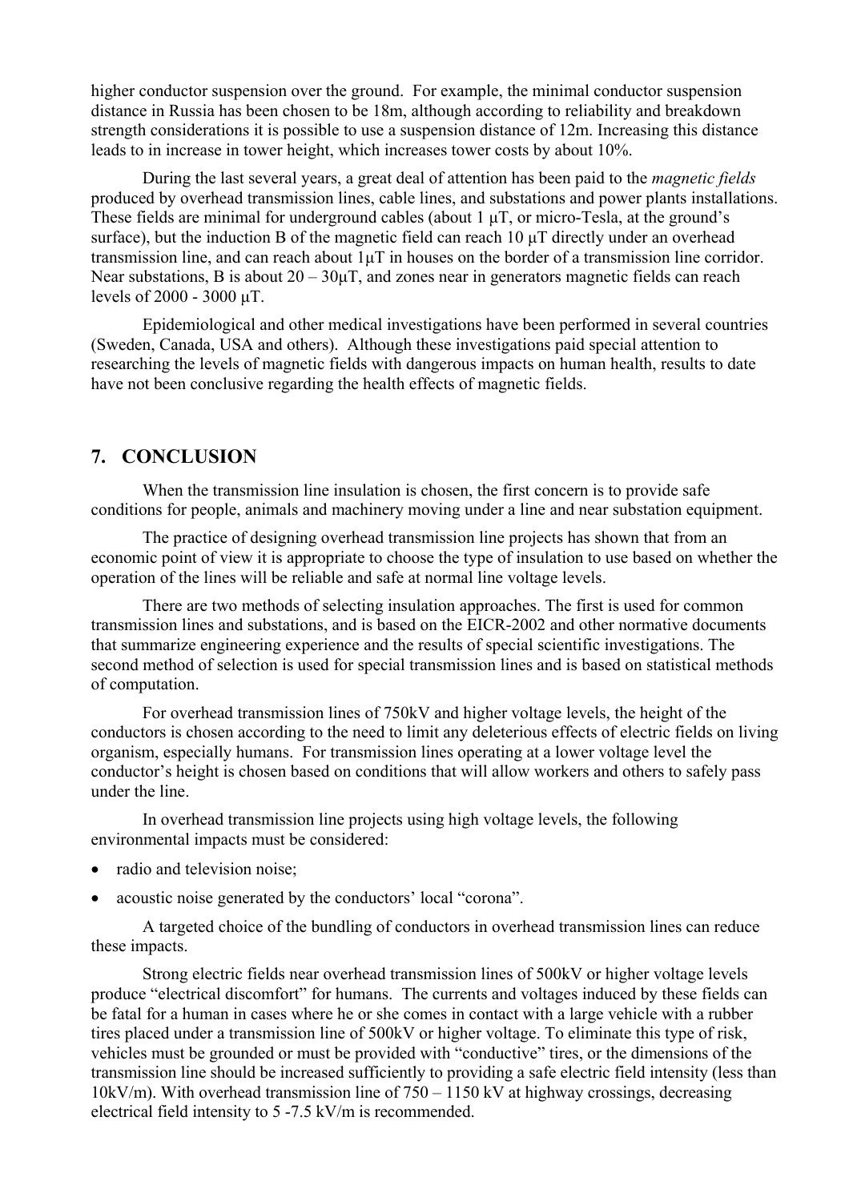higher conductor suspension over the ground. For example, the minimal conductor suspension distance in Russia has been chosen to be 18m, although according to reliability and breakdown strength considerations it is possible to use a suspension distance of 12m. Increasing this distance leads to in increase in tower height, which increases tower costs by about 10%.

During the last several years, a great deal of attention has been paid to the *magnetic fields* produced by overhead transmission lines, cable lines, and substations and power plants installations. These fields are minimal for underground cables (about 1 μT, or micro-Tesla, at the ground's surface), but the induction B of the magnetic field can reach 10 μT directly under an overhead transmission line, and can reach about 1μT in houses on the border of a transmission line corridor. Near substations, B is about 20 – 30μT, and zones near in generators magnetic fields can reach levels of 2000 - 3000 μT.

Epidemiological and other medical investigations have been performed in several countries (Sweden, Canada, USA and others). Although these investigations paid special attention to researching the levels of magnetic fields with dangerous impacts on human health, results to date have not been conclusive regarding the health effects of magnetic fields.

## 7. CONCLUSION

When the transmission line insulation is chosen, the first concern is to provide safe conditions for people, animals and machinery moving under a line and near substation equipment.

The practice of designing overhead transmission line projects has shown that from an economic point of view it is appropriate to choose the type of insulation to use based on whether the operation of the lines will be reliable and safe at normal line voltage levels.

There are two methods of selecting insulation approaches. The first is used for common transmission lines and substations, and is based on the EICR-2002 and other normative documents that summarize engineering experience and the results of special scientific investigations. The second method of selection is used for special transmission lines and is based on statistical methods of computation.

For overhead transmission lines of 750kV and higher voltage levels, the height of the conductors is chosen according to the need to limit any deleterious effects of electric fields on living organism, especially humans. For transmission lines operating at a lower voltage level the conductor's height is chosen based on conditions that will allow workers and others to safely pass under the line.

In overhead transmission line projects using high voltage levels, the following environmental impacts must be considered:

- radio and television noise;
- acoustic noise generated by the conductors' local "corona".

A targeted choice of the bundling of conductors in overhead transmission lines can reduce these impacts.

Strong electric fields near overhead transmission lines of 500kV or higher voltage levels produce "electrical discomfort" for humans. The currents and voltages induced by these fields can be fatal for a human in cases where he or she comes in contact with a large vehicle with a rubber tires placed under a transmission line of 500kV or higher voltage. To eliminate this type of risk, vehicles must be grounded or must be provided with "conductive" tires, or the dimensions of the transmission line should be increased sufficiently to providing a safe electric field intensity (less than 10kV/m). With overhead transmission line of 750 – 1150 kV at highway crossings, decreasing electrical field intensity to 5 -7.5 kV/m is recommended.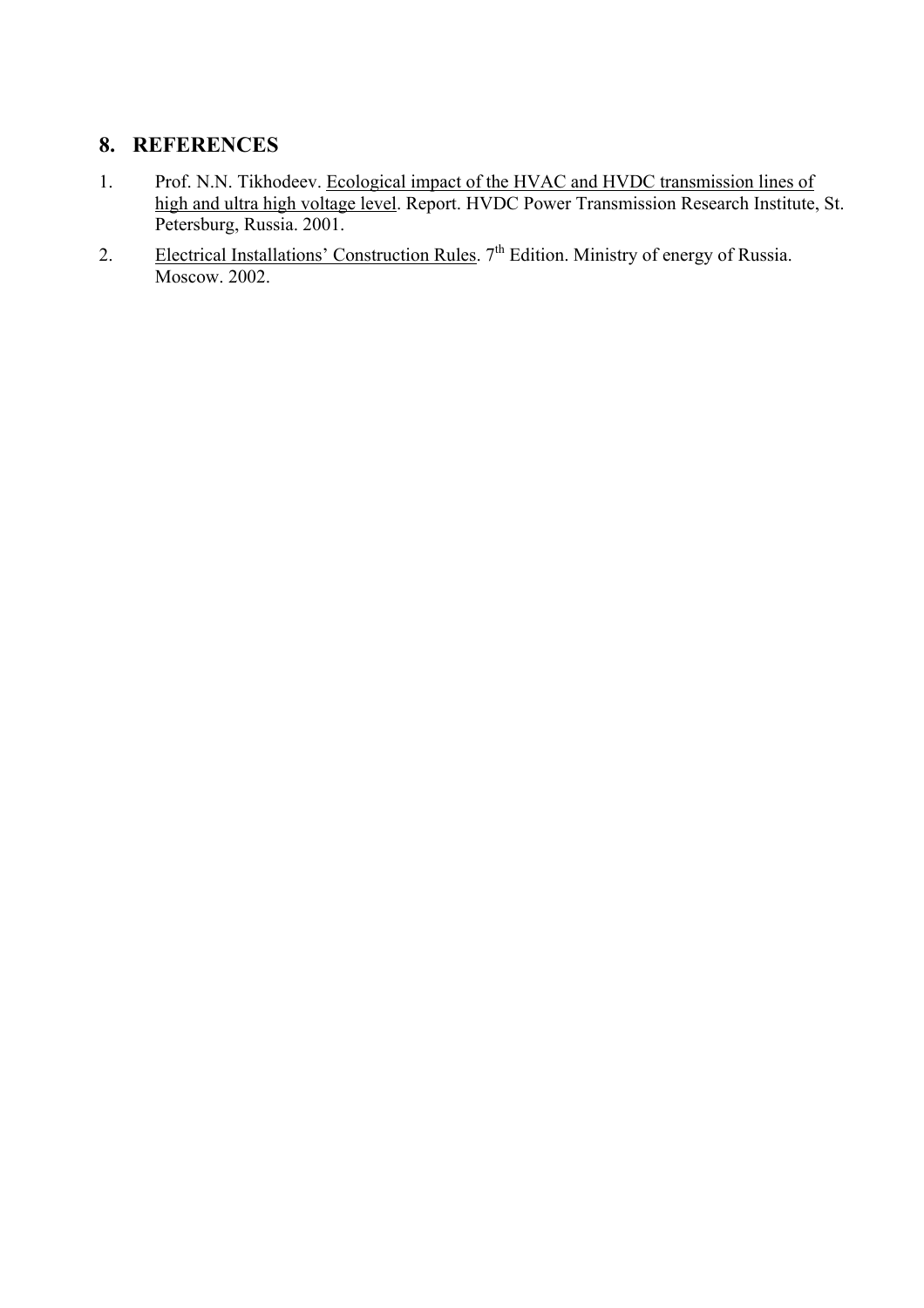## 8. REFERENCES

1. Prof. N.N. Tikhodeev. Ecological impact of the HVAC and HVDC transmission lines of high and ultra high voltage level. Report. HVDC Power Transmission Research Institute, St. Petersburg, Russia. 2001.

2. Electrical Installations' Construction Rules. 7th Edition. Ministry of energy of Russia. Moscow. 2002.